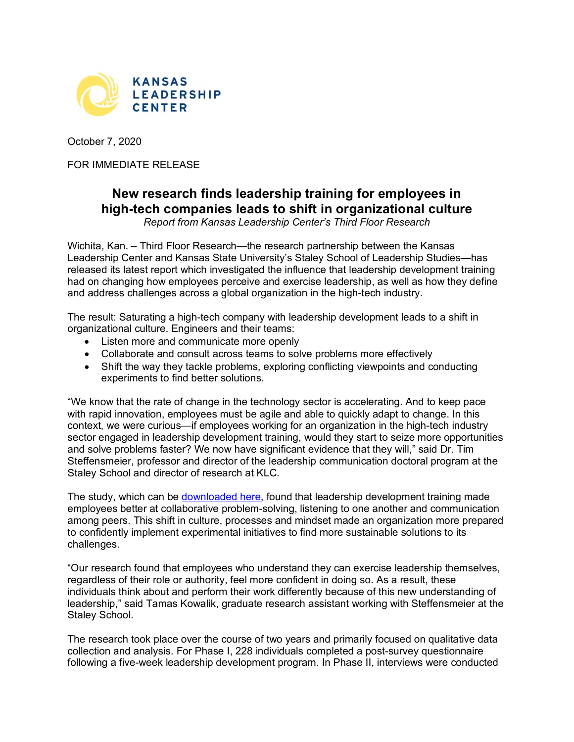KANSAS LEADERSHIP CENTER

October 7, 2020

FOR IMMEDIATE RELEASE

# New research finds leadership training for employees in high-tech companies leads to shift in organizational culture

*Report from Kansas Leadership Center's Third Floor Research*

Wichita, Kan. – Third Floor Research—the research partnership between the Kansas Leadership Center and Kansas State University's Staley School of Leadership Studies—has released its latest report which investigated the influence that leadership development training had on changing how employees perceive and exercise leadership, as well as how they define and address challenges across a global organization in the high-tech industry.

The result: Saturating a high-tech company with leadership development leads to a shift in organizational culture. Engineers and their teams:

- Listen more and communicate more openly
- Collaborate and consult across teams to solve problems more effectively
- Shift the way they tackle problems, exploring conflicting viewpoints and conducting experiments to find better solutions.

"We know that the rate of change in the technology sector is accelerating. And to keep pace with rapid innovation, employees must be agile and able to quickly adapt to change. In this context, we were curious—if employees working for an organization in the high-tech industry sector engaged in leadership development training, would they start to seize more opportunities and solve problems faster? We now have significant evidence that they will," said Dr. Tim Steffensmeier, professor and director of the leadership communication doctoral program at the Staley School and director of research at KLC.

The study, which can be downloaded here, found that leadership development training made employees better at collaborative problem-solving, listening to one another and communication among peers. This shift in culture, processes and mindset made an organization more prepared to confidently implement experimental initiatives to find more sustainable solutions to its challenges.

"Our research found that employees who understand they can exercise leadership themselves, regardless of their role or authority, feel more confident in doing so. As a result, these individuals think about and perform their work differently because of this new understanding of leadership," said Tamas Kowalik, graduate research assistant working with Steffensmeier at the Staley School.

The research took place over the course of two years and primarily focused on qualitative data collection and analysis. For Phase I, 228 individuals completed a post-survey questionnaire following a five-week leadership development program. In Phase II, interviews were conducted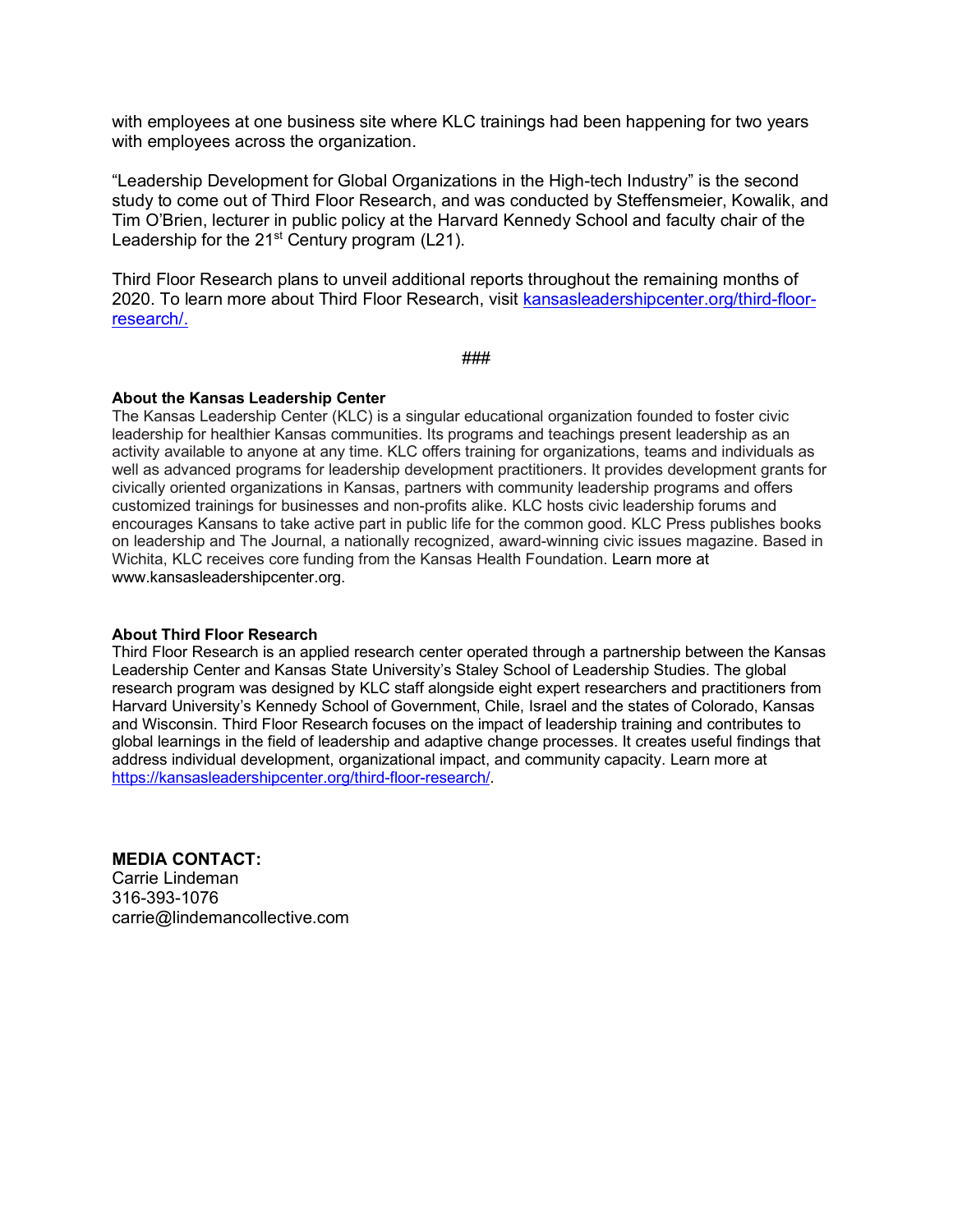with employees at one business site where KLC trainings had been happening for two years with employees across the organization.

"Leadership Development for Global Organizations in the High-tech Industry" is the second study to come out of Third Floor Research, and was conducted by Steffensmeier, Kowalik, and Tim O'Brien, lecturer in public policy at the Harvard Kennedy School and faculty chair of the Leadership for the 21st Century program (L21).

Third Floor Research plans to unveil additional reports throughout the remaining months of 2020. To learn more about Third Floor Research, visit [kansasleadershipcenter.org/third-floor-research/.](kansasleadershipcenter.org/third-floor-research/)

###

**About the Kansas Leadership Center**
The Kansas Leadership Center (KLC) is a singular educational organization founded to foster civic leadership for healthier Kansas communities. Its programs and teachings present leadership as an activity available to anyone at any time. KLC offers training for organizations, teams and individuals as well as advanced programs for leadership development practitioners. It provides development grants for civically oriented organizations in Kansas, partners with community leadership programs and offers customized trainings for businesses and non-profits alike. KLC hosts civic leadership forums and encourages Kansans to take active part in public life for the common good. KLC Press publishes books on leadership and The Journal, a nationally recognized, award-winning civic issues magazine. Based in Wichita, KLC receives core funding from the Kansas Health Foundation. Learn more at www.kansasleadershipcenter.org.

**About Third Floor Research**
Third Floor Research is an applied research center operated through a partnership between the Kansas Leadership Center and Kansas State University's Staley School of Leadership Studies. The global research program was designed by KLC staff alongside eight expert researchers and practitioners from Harvard University's Kennedy School of Government, Chile, Israel and the states of Colorado, Kansas and Wisconsin. Third Floor Research focuses on the impact of leadership training and contributes to global learnings in the field of leadership and adaptive change processes. It creates useful findings that address individual development, organizational impact, and community capacity. Learn more at [https://kansasleadershipcenter.org/third-floor-research/](https://kansasleadershipcenter.org/third-floor-research/).

**MEDIA CONTACT:**
Carrie Lindeman
316-393-1076
carrie@lindemancollective.com